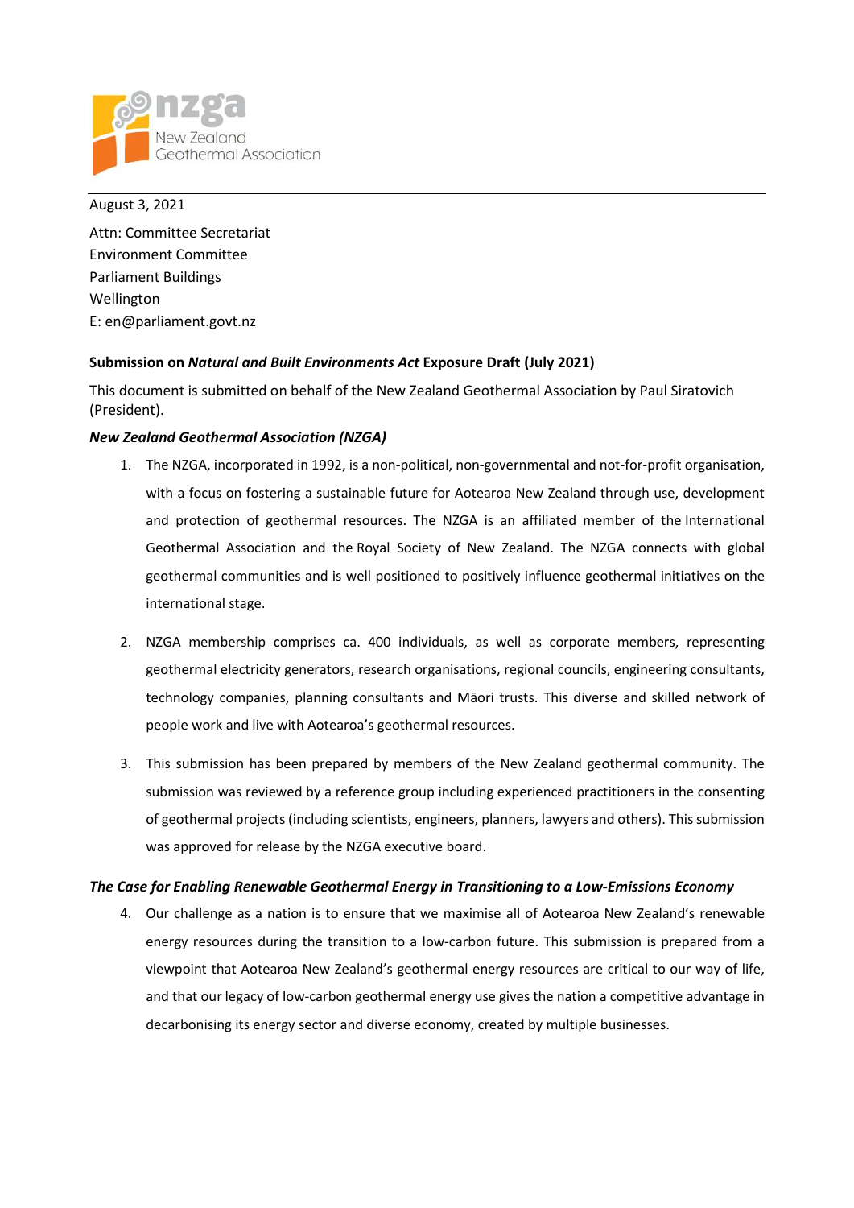August 3, 2021

Attn: Committee Secretariat
Environment Committee
Parliament Buildings
Wellington
E: en@parliament.govt.nz

**Submission on *Natural and Built Environments Act* Exposure Draft (July 2021)**

This document is submitted on behalf of the New Zealand Geothermal Association by Paul Siratovich (President).

***New Zealand Geothermal Association (NZGA)***

1. The NZGA, incorporated in 1992, is a non-political, non-governmental and not-for-profit organisation, with a focus on fostering a sustainable future for Aotearoa New Zealand through use, development and protection of geothermal resources. The NZGA is an affiliated member of the International Geothermal Association and the Royal Society of New Zealand. The NZGA connects with global geothermal communities and is well positioned to positively influence geothermal initiatives on the international stage.

2. NZGA membership comprises ca. 400 individuals, as well as corporate members, representing geothermal electricity generators, research organisations, regional councils, engineering consultants, technology companies, planning consultants and Māori trusts. This diverse and skilled network of people work and live with Aotearoa's geothermal resources.

3. This submission has been prepared by members of the New Zealand geothermal community. The submission was reviewed by a reference group including experienced practitioners in the consenting of geothermal projects (including scientists, engineers, planners, lawyers and others). This submission was approved for release by the NZGA executive board.

***The Case for Enabling Renewable Geothermal Energy in Transitioning to a Low-Emissions Economy***

4. Our challenge as a nation is to ensure that we maximise all of Aotearoa New Zealand's renewable energy resources during the transition to a low-carbon future. This submission is prepared from a viewpoint that Aotearoa New Zealand's geothermal energy resources are critical to our way of life, and that our legacy of low-carbon geothermal energy use gives the nation a competitive advantage in decarbonising its energy sector and diverse economy, created by multiple businesses.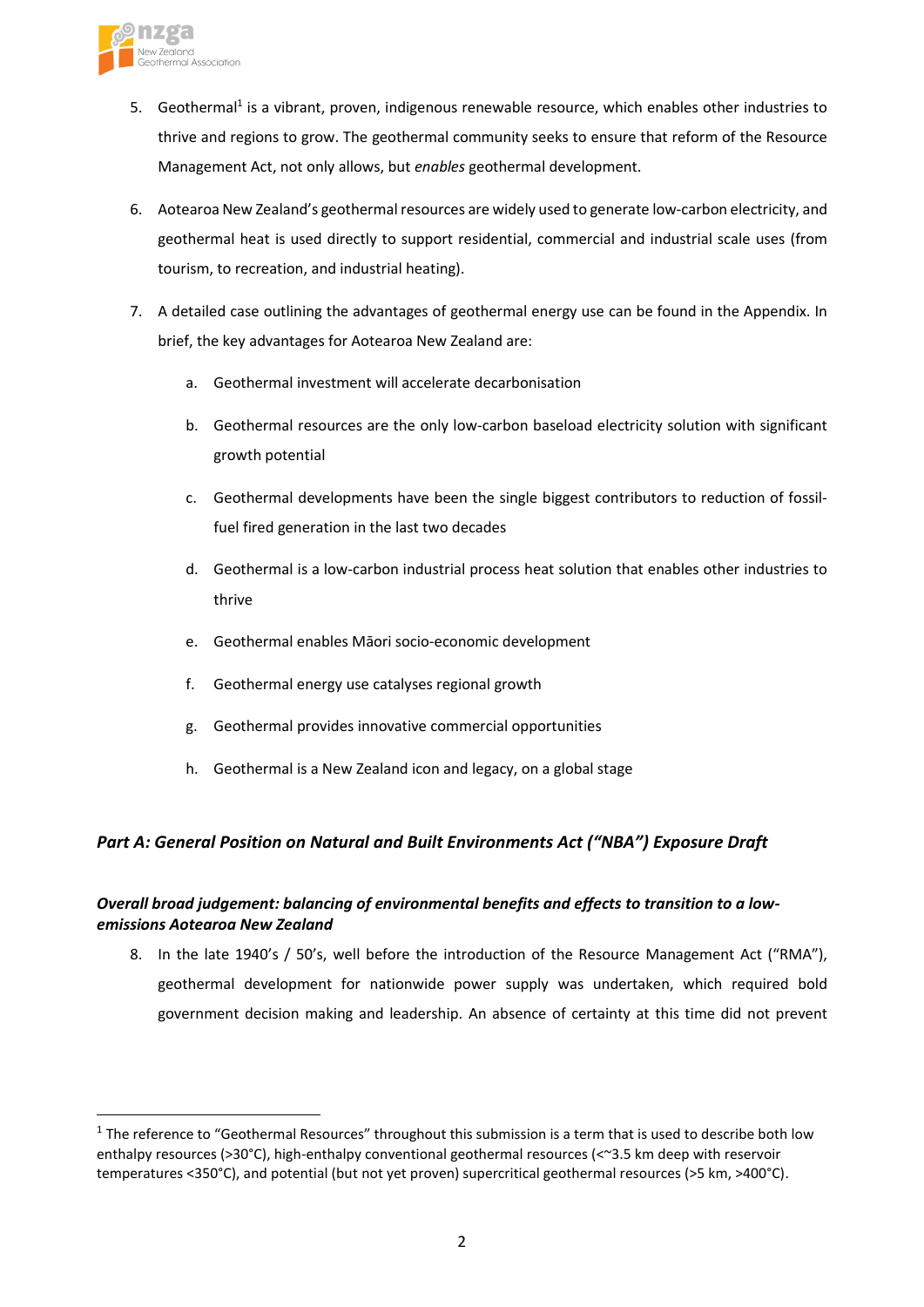5. Geothermal[1] is a vibrant, proven, indigenous renewable resource, which enables other industries to thrive and regions to grow. The geothermal community seeks to ensure that reform of the Resource Management Act, not only allows, but *enables* geothermal development.

6. Aotearoa New Zealand's geothermal resources are widely used to generate low-carbon electricity, and geothermal heat is used directly to support residential, commercial and industrial scale uses (from tourism, to recreation, and industrial heating).

7. A detailed case outlining the advantages of geothermal energy use can be found in the Appendix. In brief, the key advantages for Aotearoa New Zealand are:

    a. Geothermal investment will accelerate decarbonisation

    b. Geothermal resources are the only low-carbon baseload electricity solution with significant growth potential

    c. Geothermal developments have been the single biggest contributors to reduction of fossil-fuel fired generation in the last two decades

    d. Geothermal is a low-carbon industrial process heat solution that enables other industries to thrive

    e. Geothermal enables Māori socio-economic development

    f. Geothermal energy use catalyses regional growth

    g. Geothermal provides innovative commercial opportunities

    h. Geothermal is a New Zealand icon and legacy, on a global stage

## *Part A: General Position on Natural and Built Environments Act ("NBA") Exposure Draft*

### *Overall broad judgement: balancing of environmental benefits and effects to transition to a low-emissions Aotearoa New Zealand*

8. In the late 1940's / 50's, well before the introduction of the Resource Management Act ("RMA"), geothermal development for nationwide power supply was undertaken, which required bold government decision making and leadership. An absence of certainty at this time did not prevent

---

[1] The reference to "Geothermal Resources" throughout this submission is a term that is used to describe both low enthalpy resources (>30°C), high-enthalpy conventional geothermal resources (<~3.5 km deep with reservoir temperatures <350°C), and potential (but not yet proven) supercritical geothermal resources (>5 km, >400°C).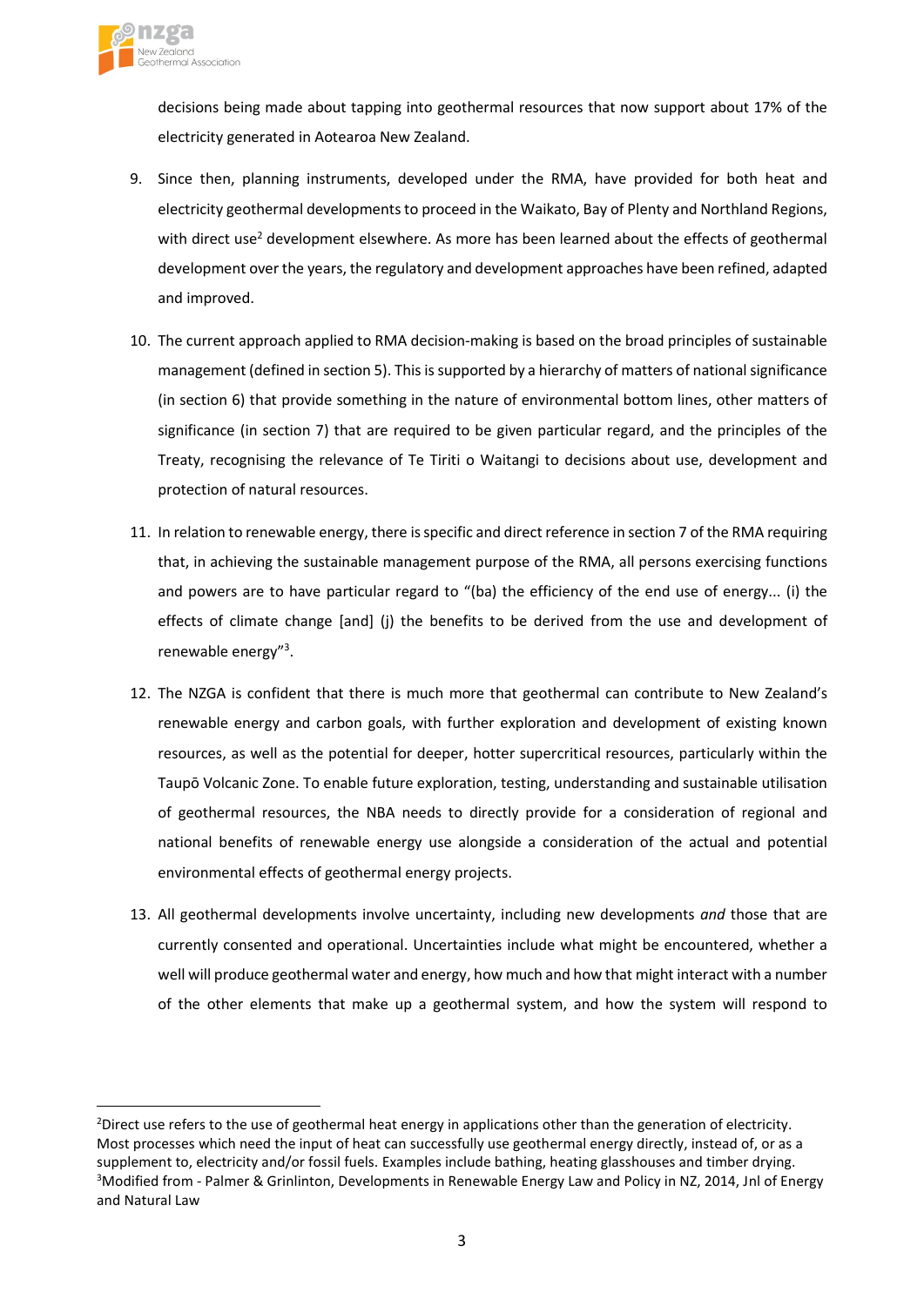decisions being made about tapping into geothermal resources that now support about 17% of the electricity generated in Aotearoa New Zealand.

9. Since then, planning instruments, developed under the RMA, have provided for both heat and electricity geothermal developments to proceed in the Waikato, Bay of Plenty and Northland Regions, with direct use[2] development elsewhere. As more has been learned about the effects of geothermal development over the years, the regulatory and development approaches have been refined, adapted and improved.

10. The current approach applied to RMA decision-making is based on the broad principles of sustainable management (defined in section 5). This is supported by a hierarchy of matters of national significance (in section 6) that provide something in the nature of environmental bottom lines, other matters of significance (in section 7) that are required to be given particular regard, and the principles of the Treaty, recognising the relevance of Te Tiriti o Waitangi to decisions about use, development and protection of natural resources.

11. In relation to renewable energy, there is specific and direct reference in section 7 of the RMA requiring that, in achieving the sustainable management purpose of the RMA, all persons exercising functions and powers are to have particular regard to "(ba) the efficiency of the end use of energy... (i) the effects of climate change [and] (j) the benefits to be derived from the use and development of renewable energy"[3].

12. The NZGA is confident that there is much more that geothermal can contribute to New Zealand's renewable energy and carbon goals, with further exploration and development of existing known resources, as well as the potential for deeper, hotter supercritical resources, particularly within the Taupō Volcanic Zone. To enable future exploration, testing, understanding and sustainable utilisation of geothermal resources, the NBA needs to directly provide for a consideration of regional and national benefits of renewable energy use alongside a consideration of the actual and potential environmental effects of geothermal energy projects.

13. All geothermal developments involve uncertainty, including new developments *and* those that are currently consented and operational. Uncertainties include what might be encountered, whether a well will produce geothermal water and energy, how much and how that might interact with a number of the other elements that make up a geothermal system, and how the system will respond to

---

[2]Direct use refers to the use of geothermal heat energy in applications other than the generation of electricity. Most processes which need the input of heat can successfully use geothermal energy directly, instead of, or as a supplement to, electricity and/or fossil fuels. Examples include bathing, heating glasshouses and timber drying.

[3]Modified from - Palmer & Grinlinton, Developments in Renewable Energy Law and Policy in NZ, 2014, Jnl of Energy and Natural Law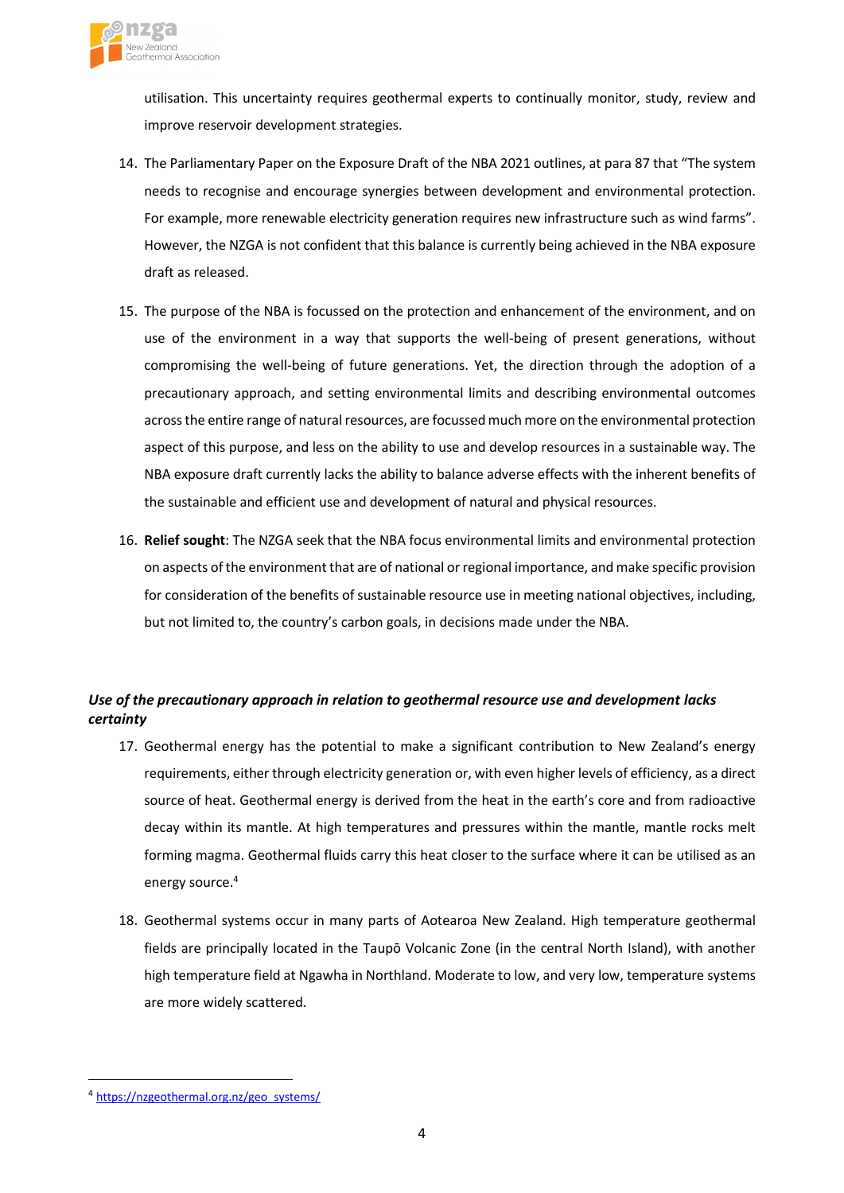utilisation. This uncertainty requires geothermal experts to continually monitor, study, review and improve reservoir development strategies.

14. The Parliamentary Paper on the Exposure Draft of the NBA 2021 outlines, at para 87 that "The system needs to recognise and encourage synergies between development and environmental protection. For example, more renewable electricity generation requires new infrastructure such as wind farms". However, the NZGA is not confident that this balance is currently being achieved in the NBA exposure draft as released.

15. The purpose of the NBA is focussed on the protection and enhancement of the environment, and on use of the environment in a way that supports the well-being of present generations, without compromising the well-being of future generations. Yet, the direction through the adoption of a precautionary approach, and setting environmental limits and describing environmental outcomes across the entire range of natural resources, are focussed much more on the environmental protection aspect of this purpose, and less on the ability to use and develop resources in a sustainable way. The NBA exposure draft currently lacks the ability to balance adverse effects with the inherent benefits of the sustainable and efficient use and development of natural and physical resources.

16. **Relief sought**: The NZGA seek that the NBA focus environmental limits and environmental protection on aspects of the environment that are of national or regional importance, and make specific provision for consideration of the benefits of sustainable resource use in meeting national objectives, including, but not limited to, the country's carbon goals, in decisions made under the NBA.

### *Use of the precautionary approach in relation to geothermal resource use and development lacks certainty*

17. Geothermal energy has the potential to make a significant contribution to New Zealand's energy requirements, either through electricity generation or, with even higher levels of efficiency, as a direct source of heat. Geothermal energy is derived from the heat in the earth's core and from radioactive decay within its mantle. At high temperatures and pressures within the mantle, mantle rocks melt forming magma. Geothermal fluids carry this heat closer to the surface where it can be utilised as an energy source.[4]

18. Geothermal systems occur in many parts of Aotearoa New Zealand. High temperature geothermal fields are principally located in the Taupō Volcanic Zone (in the central North Island), with another high temperature field at Ngawha in Northland. Moderate to low, and very low, temperature systems are more widely scattered.

---

[4] https://nzgeothermal.org.nz/geo_systems/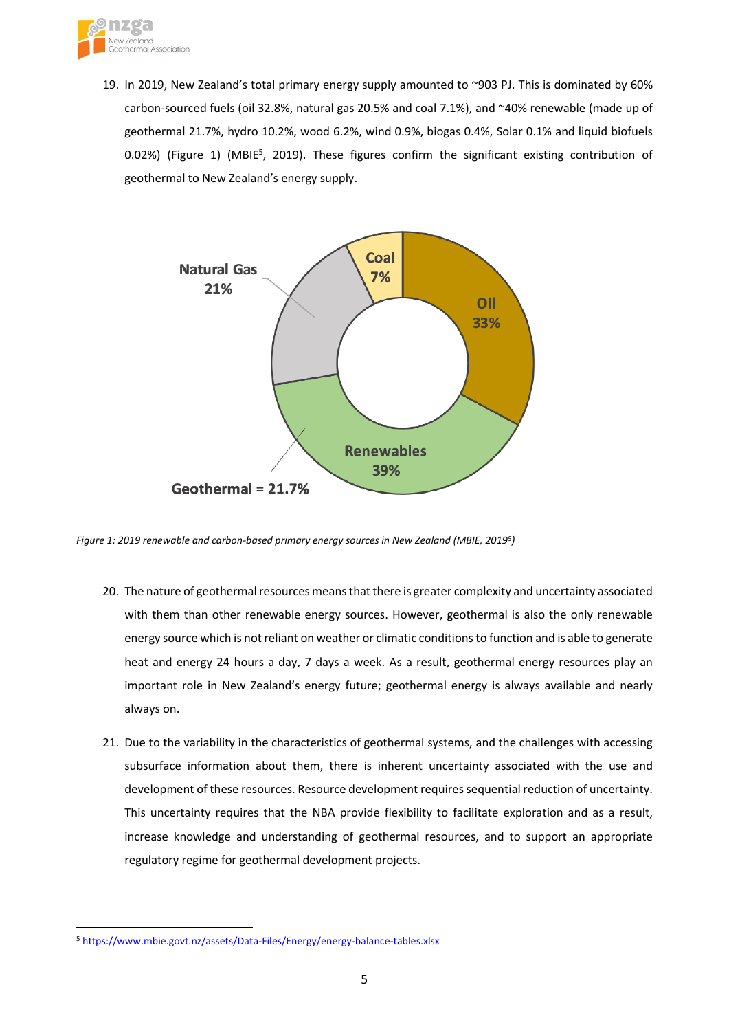19. In 2019, New Zealand's total primary energy supply amounted to ~903 PJ. This is dominated by 60% carbon-sourced fuels (oil 32.8%, natural gas 20.5% and coal 7.1%), and ~40% renewable (made up of geothermal 21.7%, hydro 10.2%, wood 6.2%, wind 0.9%, biogas 0.4%, Solar 0.1% and liquid biofuels 0.02%) (Figure 1) (MBIE[5], 2019). These figures confirm the significant existing contribution of geothermal to New Zealand's energy supply.

*Figure 1: 2019 renewable and carbon-based primary energy sources in New Zealand (MBIE, 2019[5])*

20. The nature of geothermal resources means that there is greater complexity and uncertainty associated with them than other renewable energy sources. However, geothermal is also the only renewable energy source which is not reliant on weather or climatic conditions to function and is able to generate heat and energy 24 hours a day, 7 days a week. As a result, geothermal energy resources play an important role in New Zealand's energy future; geothermal energy is always available and nearly always on.

21. Due to the variability in the characteristics of geothermal systems, and the challenges with accessing subsurface information about them, there is inherent uncertainty associated with the use and development of these resources. Resource development requires sequential reduction of uncertainty. This uncertainty requires that the NBA provide flexibility to facilitate exploration and as a result, increase knowledge and understanding of geothermal resources, and to support an appropriate regulatory regime for geothermal development projects.

[5] https://www.mbie.govt.nz/assets/Data-Files/Energy/energy-balance-tables.xlsx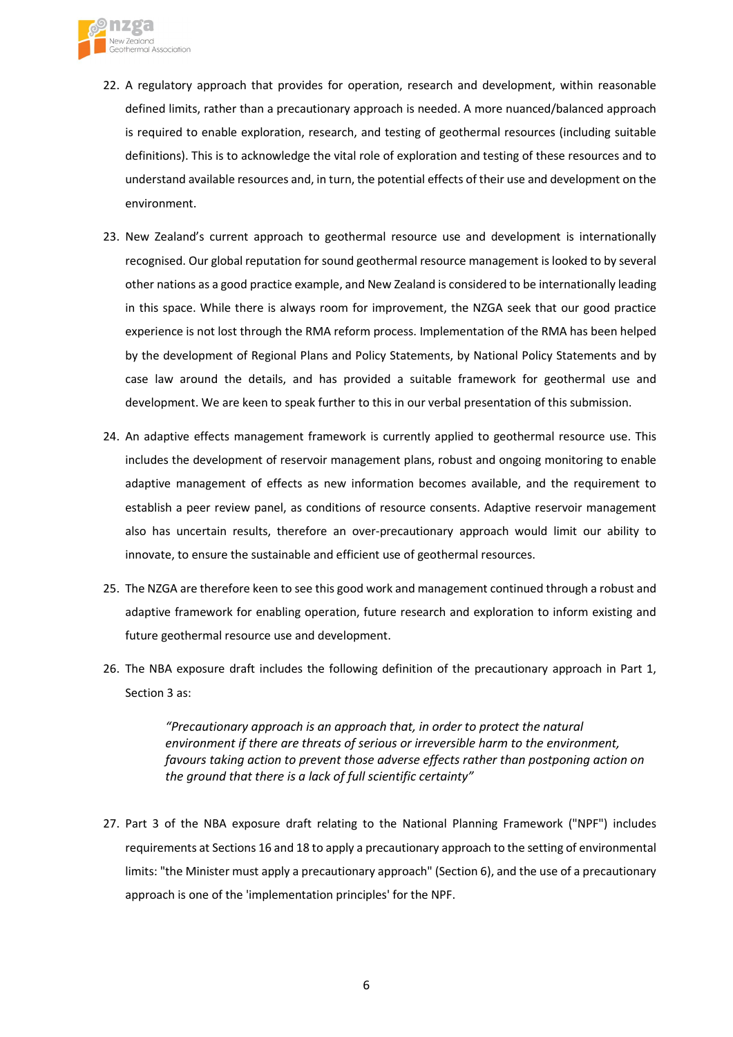22. A regulatory approach that provides for operation, research and development, within reasonable defined limits, rather than a precautionary approach is needed. A more nuanced/balanced approach is required to enable exploration, research, and testing of geothermal resources (including suitable definitions). This is to acknowledge the vital role of exploration and testing of these resources and to understand available resources and, in turn, the potential effects of their use and development on the environment.

23. New Zealand's current approach to geothermal resource use and development is internationally recognised. Our global reputation for sound geothermal resource management is looked to by several other nations as a good practice example, and New Zealand is considered to be internationally leading in this space. While there is always room for improvement, the NZGA seek that our good practice experience is not lost through the RMA reform process. Implementation of the RMA has been helped by the development of Regional Plans and Policy Statements, by National Policy Statements and by case law around the details, and has provided a suitable framework for geothermal use and development. We are keen to speak further to this in our verbal presentation of this submission.

24. An adaptive effects management framework is currently applied to geothermal resource use. This includes the development of reservoir management plans, robust and ongoing monitoring to enable adaptive management of effects as new information becomes available, and the requirement to establish a peer review panel, as conditions of resource consents. Adaptive reservoir management also has uncertain results, therefore an over-precautionary approach would limit our ability to innovate, to ensure the sustainable and efficient use of geothermal resources.

25. The NZGA are therefore keen to see this good work and management continued through a robust and adaptive framework for enabling operation, future research and exploration to inform existing and future geothermal resource use and development.

26. The NBA exposure draft includes the following definition of the precautionary approach in Part 1, Section 3 as:

> *"Precautionary approach is an approach that, in order to protect the natural environment if there are threats of serious or irreversible harm to the environment, favours taking action to prevent those adverse effects rather than postponing action on the ground that there is a lack of full scientific certainty"*

27. Part 3 of the NBA exposure draft relating to the National Planning Framework ("NPF") includes requirements at Sections 16 and 18 to apply a precautionary approach to the setting of environmental limits: "the Minister must apply a precautionary approach" (Section 6), and the use of a precautionary approach is one of the 'implementation principles' for the NPF.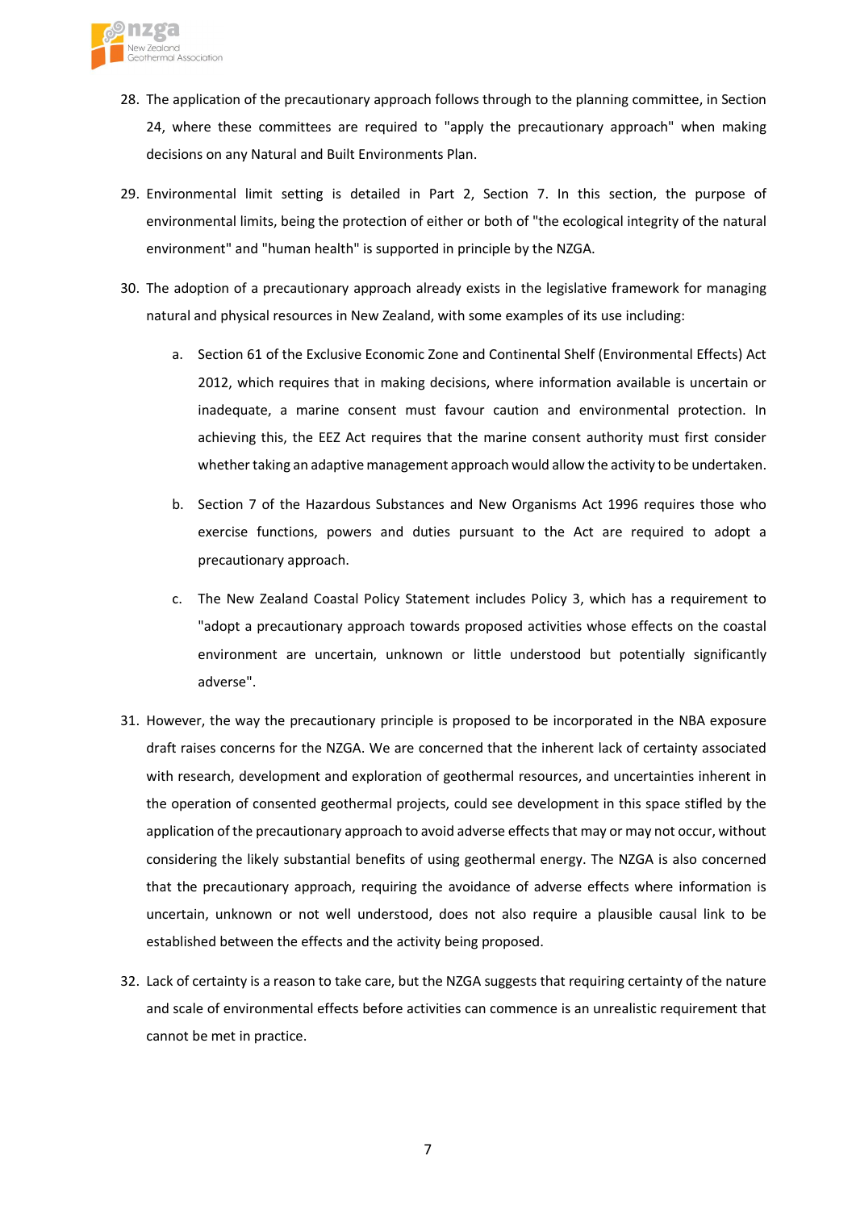28. The application of the precautionary approach follows through to the planning committee, in Section 24, where these committees are required to "apply the precautionary approach" when making decisions on any Natural and Built Environments Plan.

29. Environmental limit setting is detailed in Part 2, Section 7. In this section, the purpose of environmental limits, being the protection of either or both of "the ecological integrity of the natural environment" and "human health" is supported in principle by the NZGA.

30. The adoption of a precautionary approach already exists in the legislative framework for managing natural and physical resources in New Zealand, with some examples of its use including:

    a. Section 61 of the Exclusive Economic Zone and Continental Shelf (Environmental Effects) Act 2012, which requires that in making decisions, where information available is uncertain or inadequate, a marine consent must favour caution and environmental protection. In achieving this, the EEZ Act requires that the marine consent authority must first consider whether taking an adaptive management approach would allow the activity to be undertaken.

    b. Section 7 of the Hazardous Substances and New Organisms Act 1996 requires those who exercise functions, powers and duties pursuant to the Act are required to adopt a precautionary approach.

    c. The New Zealand Coastal Policy Statement includes Policy 3, which has a requirement to "adopt a precautionary approach towards proposed activities whose effects on the coastal environment are uncertain, unknown or little understood but potentially significantly adverse".

31. However, the way the precautionary principle is proposed to be incorporated in the NBA exposure draft raises concerns for the NZGA. We are concerned that the inherent lack of certainty associated with research, development and exploration of geothermal resources, and uncertainties inherent in the operation of consented geothermal projects, could see development in this space stifled by the application of the precautionary approach to avoid adverse effects that may or may not occur, without considering the likely substantial benefits of using geothermal energy. The NZGA is also concerned that the precautionary approach, requiring the avoidance of adverse effects where information is uncertain, unknown or not well understood, does not also require a plausible causal link to be established between the effects and the activity being proposed.

32. Lack of certainty is a reason to take care, but the NZGA suggests that requiring certainty of the nature and scale of environmental effects before activities can commence is an unrealistic requirement that cannot be met in practice.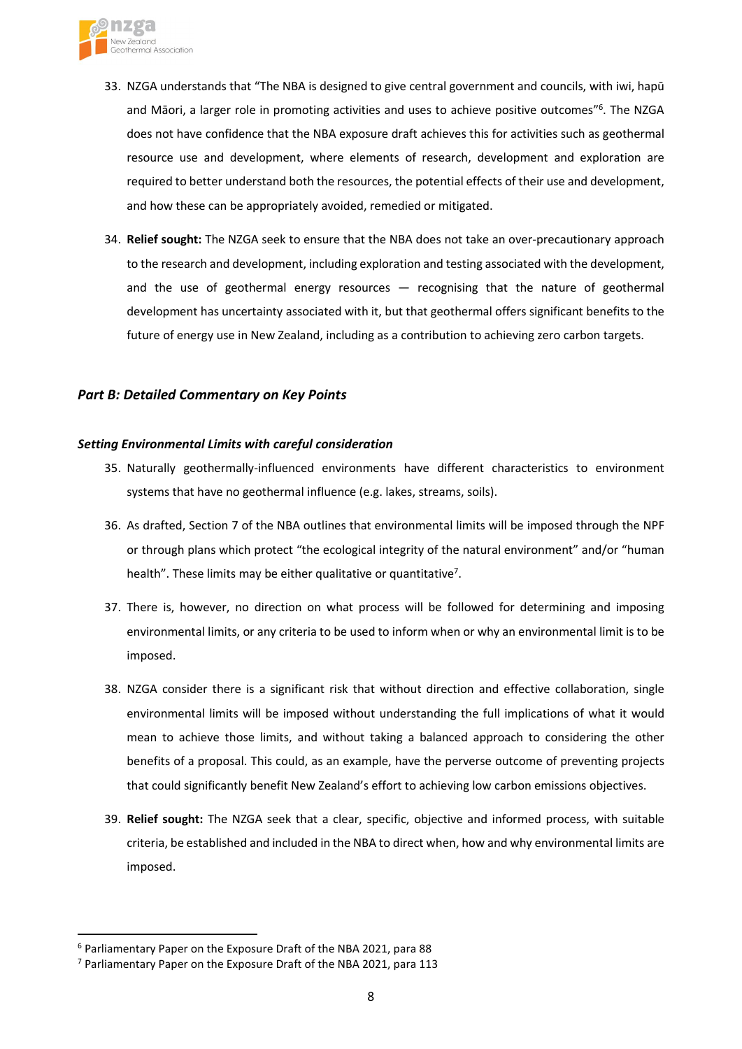33. NZGA understands that "The NBA is designed to give central government and councils, with iwi, hapū and Māori, a larger role in promoting activities and uses to achieve positive outcomes"[6]. The NZGA does not have confidence that the NBA exposure draft achieves this for activities such as geothermal resource use and development, where elements of research, development and exploration are required to better understand both the resources, the potential effects of their use and development, and how these can be appropriately avoided, remedied or mitigated.

34. **Relief sought:** The NZGA seek to ensure that the NBA does not take an over-precautionary approach to the research and development, including exploration and testing associated with the development, and the use of geothermal energy resources — recognising that the nature of geothermal development has uncertainty associated with it, but that geothermal offers significant benefits to the future of energy use in New Zealand, including as a contribution to achieving zero carbon targets.

## *Part B: Detailed Commentary on Key Points*

### *Setting Environmental Limits with careful consideration*

35. Naturally geothermally-influenced environments have different characteristics to environment systems that have no geothermal influence (e.g. lakes, streams, soils).

36. As drafted, Section 7 of the NBA outlines that environmental limits will be imposed through the NPF or through plans which protect "the ecological integrity of the natural environment" and/or "human health". These limits may be either qualitative or quantitative[7].

37. There is, however, no direction on what process will be followed for determining and imposing environmental limits, or any criteria to be used to inform when or why an environmental limit is to be imposed.

38. NZGA consider there is a significant risk that without direction and effective collaboration, single environmental limits will be imposed without understanding the full implications of what it would mean to achieve those limits, and without taking a balanced approach to considering the other benefits of a proposal. This could, as an example, have the perverse outcome of preventing projects that could significantly benefit New Zealand's effort to achieving low carbon emissions objectives.

39. **Relief sought:** The NZGA seek that a clear, specific, objective and informed process, with suitable criteria, be established and included in the NBA to direct when, how and why environmental limits are imposed.

---

[6] Parliamentary Paper on the Exposure Draft of the NBA 2021, para 88

[7] Parliamentary Paper on the Exposure Draft of the NBA 2021, para 113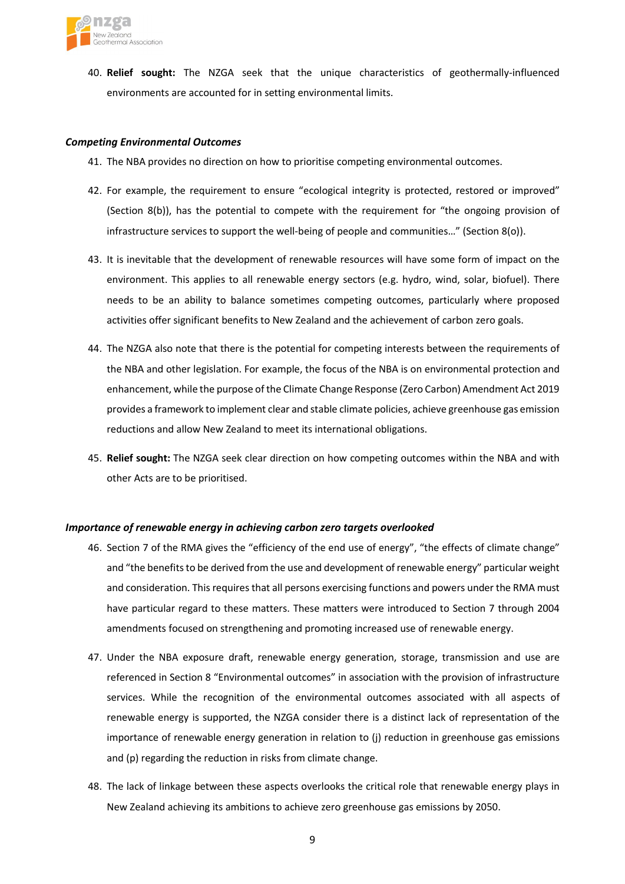40. **Relief sought:** The NZGA seek that the unique characteristics of geothermally-influenced environments are accounted for in setting environmental limits.

***Competing Environmental Outcomes***

41. The NBA provides no direction on how to prioritise competing environmental outcomes.

42. For example, the requirement to ensure "ecological integrity is protected, restored or improved" (Section 8(b)), has the potential to compete with the requirement for "the ongoing provision of infrastructure services to support the well-being of people and communities…" (Section 8(o)).

43. It is inevitable that the development of renewable resources will have some form of impact on the environment. This applies to all renewable energy sectors (e.g. hydro, wind, solar, biofuel). There needs to be an ability to balance sometimes competing outcomes, particularly where proposed activities offer significant benefits to New Zealand and the achievement of carbon zero goals.

44. The NZGA also note that there is the potential for competing interests between the requirements of the NBA and other legislation. For example, the focus of the NBA is on environmental protection and enhancement, while the purpose of the Climate Change Response (Zero Carbon) Amendment Act 2019 provides a framework to implement clear and stable climate policies, achieve greenhouse gas emission reductions and allow New Zealand to meet its international obligations.

45. **Relief sought:** The NZGA seek clear direction on how competing outcomes within the NBA and with other Acts are to be prioritised.

***Importance of renewable energy in achieving carbon zero targets overlooked***

46. Section 7 of the RMA gives the "efficiency of the end use of energy", "the effects of climate change" and "the benefits to be derived from the use and development of renewable energy" particular weight and consideration. This requires that all persons exercising functions and powers under the RMA must have particular regard to these matters. These matters were introduced to Section 7 through 2004 amendments focused on strengthening and promoting increased use of renewable energy.

47. Under the NBA exposure draft, renewable energy generation, storage, transmission and use are referenced in Section 8 "Environmental outcomes" in association with the provision of infrastructure services. While the recognition of the environmental outcomes associated with all aspects of renewable energy is supported, the NZGA consider there is a distinct lack of representation of the importance of renewable energy generation in relation to (j) reduction in greenhouse gas emissions and (p) regarding the reduction in risks from climate change.

48. The lack of linkage between these aspects overlooks the critical role that renewable energy plays in New Zealand achieving its ambitions to achieve zero greenhouse gas emissions by 2050.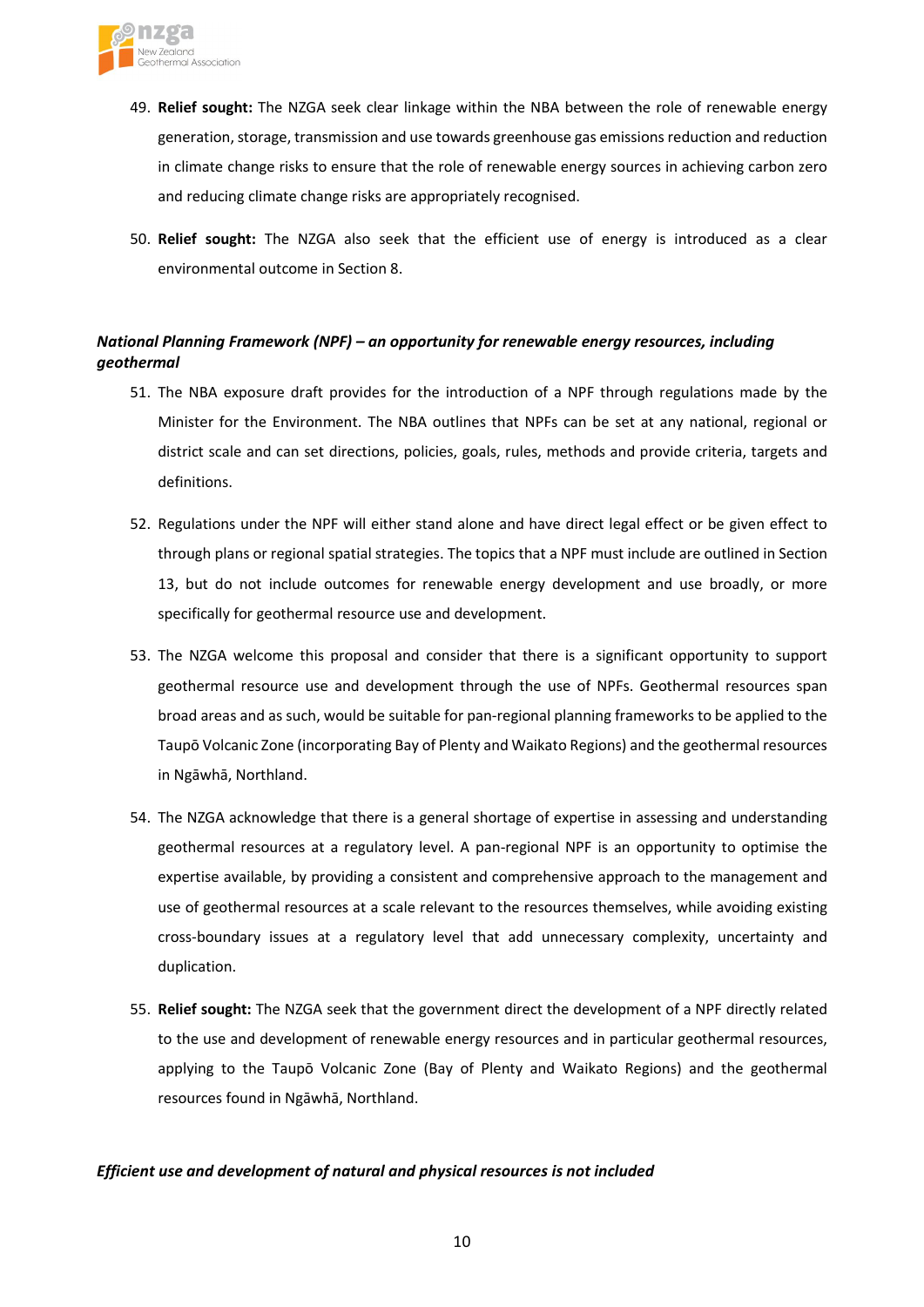49. **Relief sought:** The NZGA seek clear linkage within the NBA between the role of renewable energy generation, storage, transmission and use towards greenhouse gas emissions reduction and reduction in climate change risks to ensure that the role of renewable energy sources in achieving carbon zero and reducing climate change risks are appropriately recognised.

50. **Relief sought:** The NZGA also seek that the efficient use of energy is introduced as a clear environmental outcome in Section 8.

***National Planning Framework (NPF) – an opportunity for renewable energy resources, including geothermal***

51. The NBA exposure draft provides for the introduction of a NPF through regulations made by the Minister for the Environment. The NBA outlines that NPFs can be set at any national, regional or district scale and can set directions, policies, goals, rules, methods and provide criteria, targets and definitions.

52. Regulations under the NPF will either stand alone and have direct legal effect or be given effect to through plans or regional spatial strategies. The topics that a NPF must include are outlined in Section 13, but do not include outcomes for renewable energy development and use broadly, or more specifically for geothermal resource use and development.

53. The NZGA welcome this proposal and consider that there is a significant opportunity to support geothermal resource use and development through the use of NPFs. Geothermal resources span broad areas and as such, would be suitable for pan-regional planning frameworks to be applied to the Taupō Volcanic Zone (incorporating Bay of Plenty and Waikato Regions) and the geothermal resources in Ngāwhā, Northland.

54. The NZGA acknowledge that there is a general shortage of expertise in assessing and understanding geothermal resources at a regulatory level. A pan-regional NPF is an opportunity to optimise the expertise available, by providing a consistent and comprehensive approach to the management and use of geothermal resources at a scale relevant to the resources themselves, while avoiding existing cross-boundary issues at a regulatory level that add unnecessary complexity, uncertainty and duplication.

55. **Relief sought:** The NZGA seek that the government direct the development of a NPF directly related to the use and development of renewable energy resources and in particular geothermal resources, applying to the Taupō Volcanic Zone (Bay of Plenty and Waikato Regions) and the geothermal resources found in Ngāwhā, Northland.

***Efficient use and development of natural and physical resources is not included***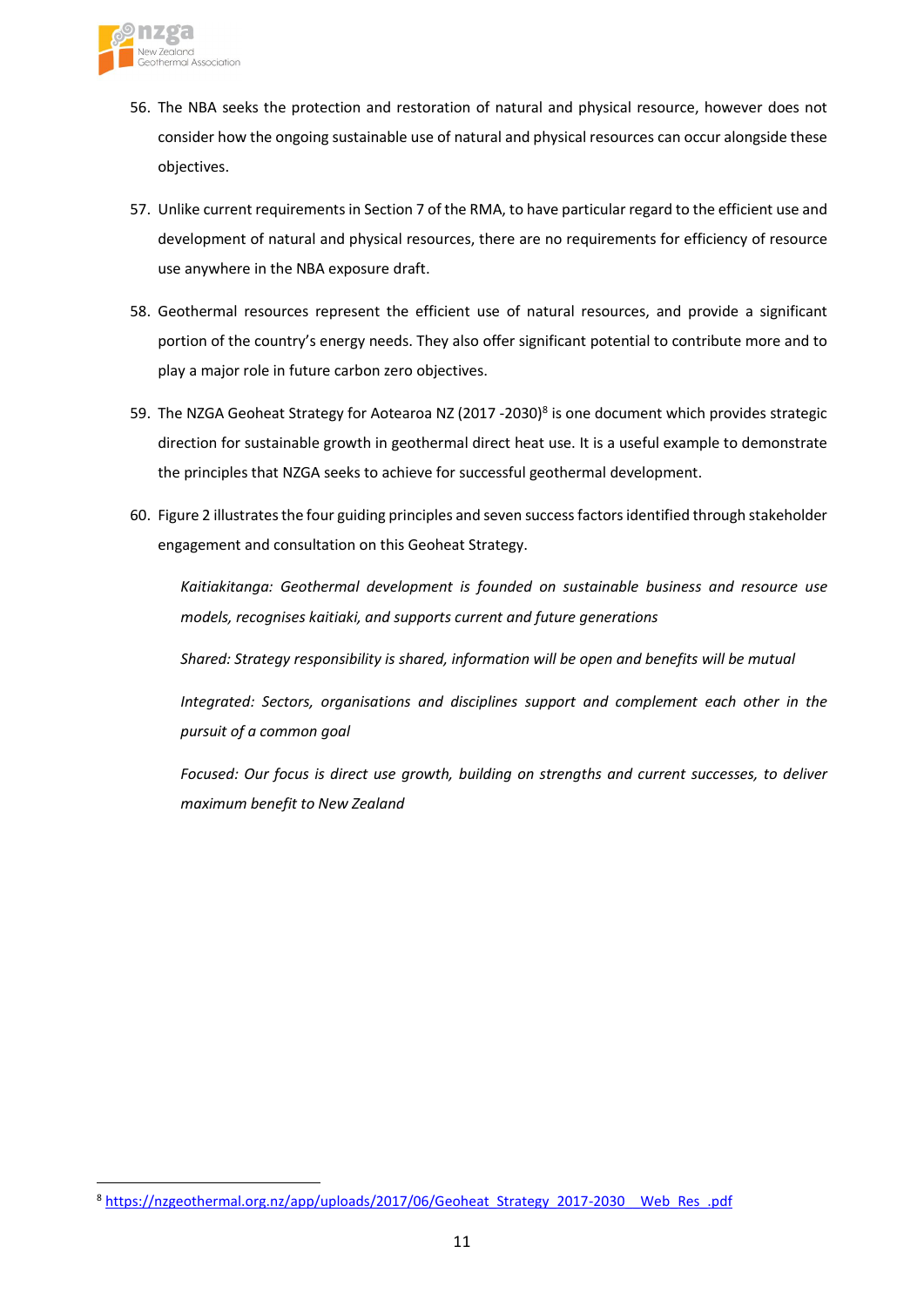56. The NBA seeks the protection and restoration of natural and physical resource, however does not consider how the ongoing sustainable use of natural and physical resources can occur alongside these objectives.

57. Unlike current requirements in Section 7 of the RMA, to have particular regard to the efficient use and development of natural and physical resources, there are no requirements for efficiency of resource use anywhere in the NBA exposure draft.

58. Geothermal resources represent the efficient use of natural resources, and provide a significant portion of the country's energy needs. They also offer significant potential to contribute more and to play a major role in future carbon zero objectives.

59. The NZGA Geoheat Strategy for Aotearoa NZ (2017 -2030)[8] is one document which provides strategic direction for sustainable growth in geothermal direct heat use. It is a useful example to demonstrate the principles that NZGA seeks to achieve for successful geothermal development.

60. Figure 2 illustrates the four guiding principles and seven success factors identified through stakeholder engagement and consultation on this Geoheat Strategy.

    *Kaitiakitanga: Geothermal development is founded on sustainable business and resource use models, recognises kaitiaki, and supports current and future generations*

    *Shared: Strategy responsibility is shared, information will be open and benefits will be mutual*

    *Integrated: Sectors, organisations and disciplines support and complement each other in the pursuit of a common goal*

    *Focused: Our focus is direct use growth, building on strengths and current successes, to deliver maximum benefit to New Zealand*

---

[8] https://nzgeothermal.org.nz/app/uploads/2017/06/Geoheat_Strategy_2017-2030__Web_Res_.pdf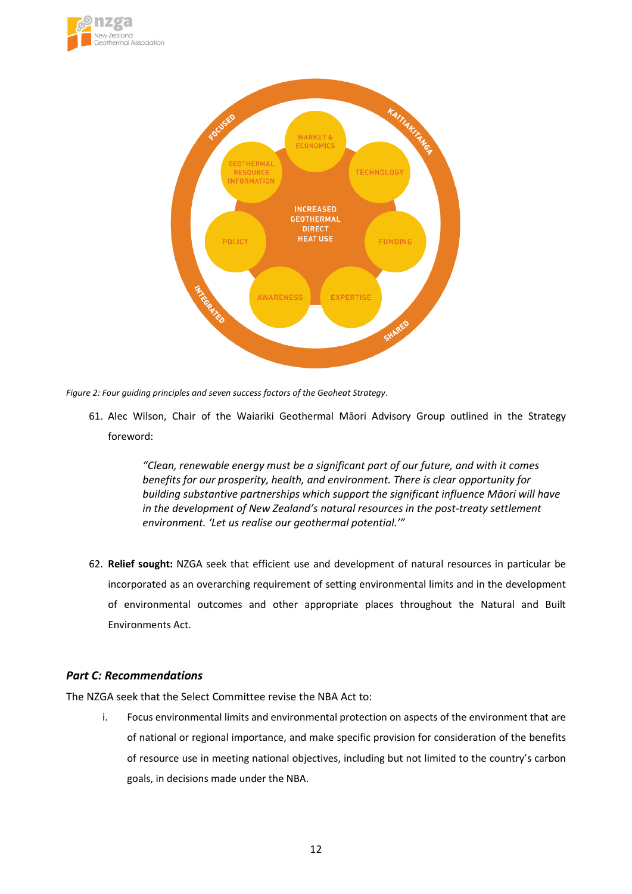*Figure 2: Four guiding principles and seven success factors of the Geoheat Strategy.*

61. Alec Wilson, Chair of the Waiariki Geothermal Māori Advisory Group outlined in the Strategy foreword:

> *"Clean, renewable energy must be a significant part of our future, and with it comes benefits for our prosperity, health, and environment. There is clear opportunity for building substantive partnerships which support the significant influence Māori will have in the development of New Zealand's natural resources in the post-treaty settlement environment. 'Let us realise our geothermal potential.'"*

62. **Relief sought:** NZGA seek that efficient use and development of natural resources in particular be incorporated as an overarching requirement of setting environmental limits and in the development of environmental outcomes and other appropriate places throughout the Natural and Built Environments Act.

### *Part C: Recommendations*

The NZGA seek that the Select Committee revise the NBA Act to:

i. Focus environmental limits and environmental protection on aspects of the environment that are of national or regional importance, and make specific provision for consideration of the benefits of resource use in meeting national objectives, including but not limited to the country's carbon goals, in decisions made under the NBA.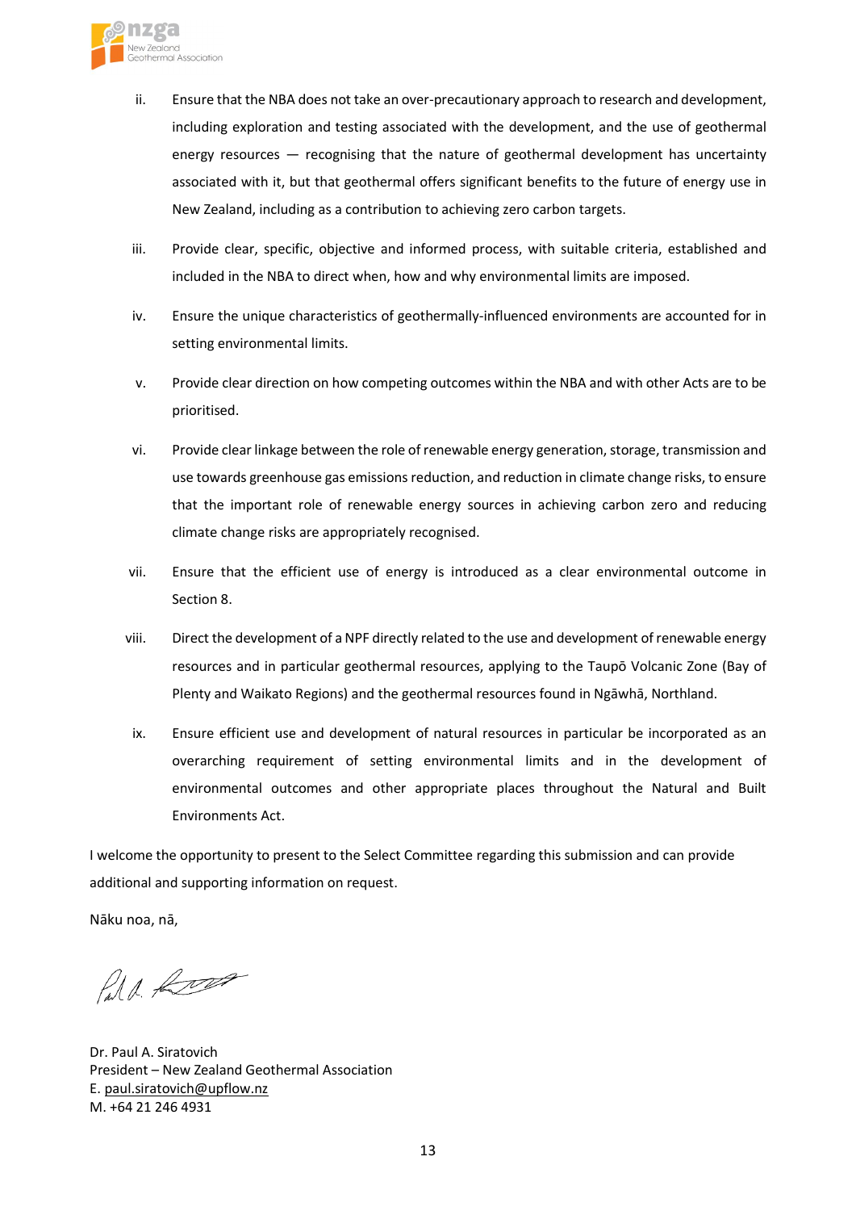ii. Ensure that the NBA does not take an over-precautionary approach to research and development, including exploration and testing associated with the development, and the use of geothermal energy resources — recognising that the nature of geothermal development has uncertainty associated with it, but that geothermal offers significant benefits to the future of energy use in New Zealand, including as a contribution to achieving zero carbon targets.

iii. Provide clear, specific, objective and informed process, with suitable criteria, established and included in the NBA to direct when, how and why environmental limits are imposed.

iv. Ensure the unique characteristics of geothermally-influenced environments are accounted for in setting environmental limits.

v. Provide clear direction on how competing outcomes within the NBA and with other Acts are to be prioritised.

vi. Provide clear linkage between the role of renewable energy generation, storage, transmission and use towards greenhouse gas emissions reduction, and reduction in climate change risks, to ensure that the important role of renewable energy sources in achieving carbon zero and reducing climate change risks are appropriately recognised.

vii. Ensure that the efficient use of energy is introduced as a clear environmental outcome in Section 8.

viii. Direct the development of a NPF directly related to the use and development of renewable energy resources and in particular geothermal resources, applying to the Taupō Volcanic Zone (Bay of Plenty and Waikato Regions) and the geothermal resources found in Ngāwhā, Northland.

ix. Ensure efficient use and development of natural resources in particular be incorporated as an overarching requirement of setting environmental limits and in the development of environmental outcomes and other appropriate places throughout the Natural and Built Environments Act.

I welcome the opportunity to present to the Select Committee regarding this submission and can provide additional and supporting information on request.

Nāku noa, nā,

Dr. Paul A. Siratovich
President – New Zealand Geothermal Association
E. paul.siratovich@upflow.nz
M. +64 21 246 4931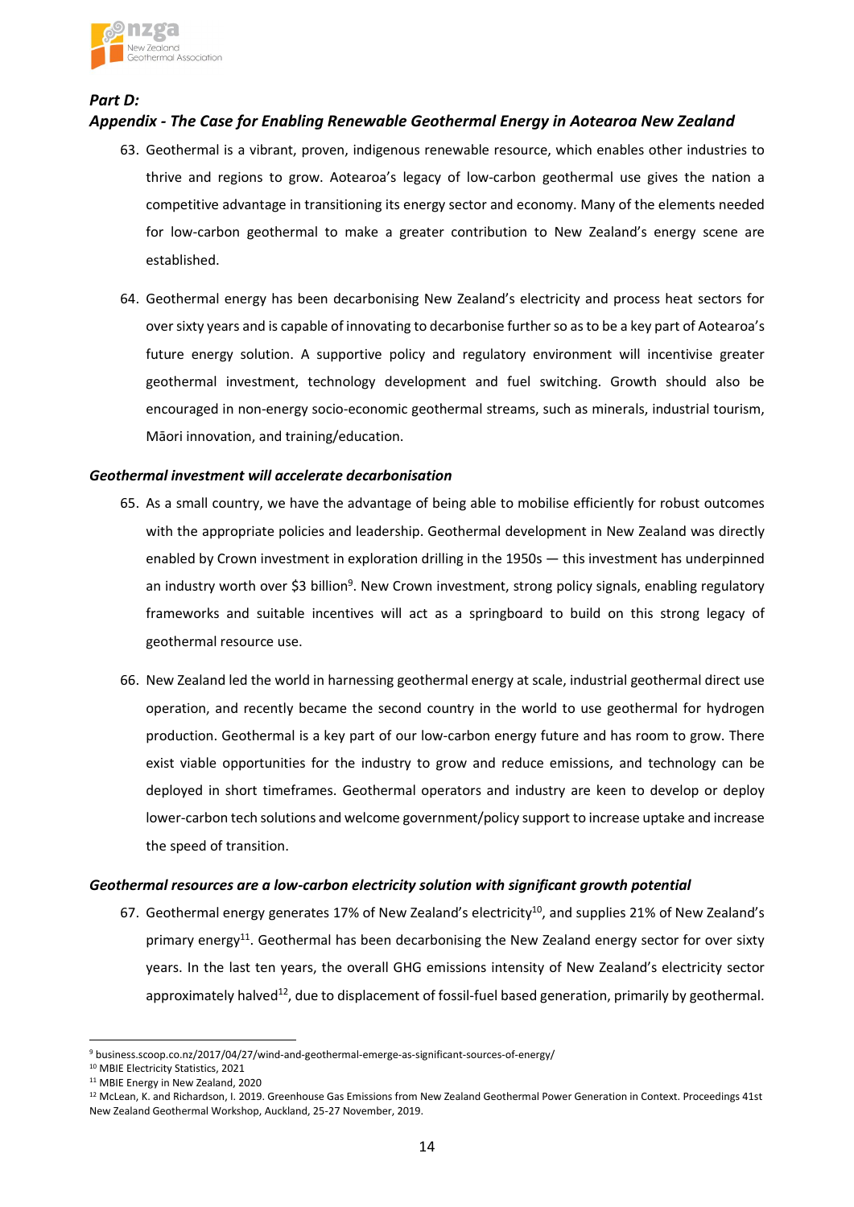### *Part D:*
### *Appendix - The Case for Enabling Renewable Geothermal Energy in Aotearoa New Zealand*

63. Geothermal is a vibrant, proven, indigenous renewable resource, which enables other industries to thrive and regions to grow. Aotearoa's legacy of low-carbon geothermal use gives the nation a competitive advantage in transitioning its energy sector and economy. Many of the elements needed for low-carbon geothermal to make a greater contribution to New Zealand's energy scene are established.

64. Geothermal energy has been decarbonising New Zealand's electricity and process heat sectors for over sixty years and is capable of innovating to decarbonise further so as to be a key part of Aotearoa's future energy solution. A supportive policy and regulatory environment will incentivise greater geothermal investment, technology development and fuel switching. Growth should also be encouraged in non-energy socio-economic geothermal streams, such as minerals, industrial tourism, Māori innovation, and training/education.

#### *Geothermal investment will accelerate decarbonisation*

65. As a small country, we have the advantage of being able to mobilise efficiently for robust outcomes with the appropriate policies and leadership. Geothermal development in New Zealand was directly enabled by Crown investment in exploration drilling in the 1950s — this investment has underpinned an industry worth over $3 billion[9]. New Crown investment, strong policy signals, enabling regulatory frameworks and suitable incentives will act as a springboard to build on this strong legacy of geothermal resource use.

66. New Zealand led the world in harnessing geothermal energy at scale, industrial geothermal direct use operation, and recently became the second country in the world to use geothermal for hydrogen production. Geothermal is a key part of our low-carbon energy future and has room to grow. There exist viable opportunities for the industry to grow and reduce emissions, and technology can be deployed in short timeframes. Geothermal operators and industry are keen to develop or deploy lower-carbon tech solutions and welcome government/policy support to increase uptake and increase the speed of transition.

#### *Geothermal resources are a low-carbon electricity solution with significant growth potential*

67. Geothermal energy generates 17% of New Zealand's electricity[10], and supplies 21% of New Zealand's primary energy[11]. Geothermal has been decarbonising the New Zealand energy sector for over sixty years. In the last ten years, the overall GHG emissions intensity of New Zealand's electricity sector approximately halved[12], due to displacement of fossil-fuel based generation, primarily by geothermal.

---

[9] business.scoop.co.nz/2017/04/27/wind-and-geothermal-emerge-as-significant-sources-of-energy/

[10] MBIE Electricity Statistics, 2021

[11] MBIE Energy in New Zealand, 2020

[12] McLean, K. and Richardson, I. 2019. Greenhouse Gas Emissions from New Zealand Geothermal Power Generation in Context. Proceedings 41st New Zealand Geothermal Workshop, Auckland, 25-27 November, 2019.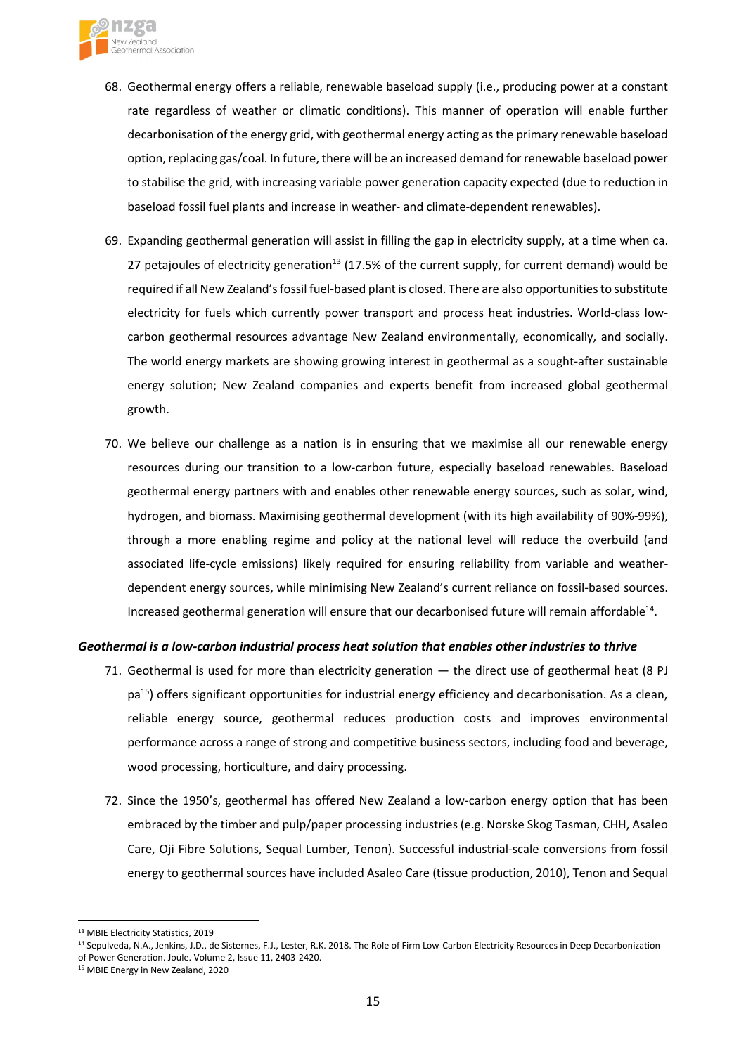68. Geothermal energy offers a reliable, renewable baseload supply (i.e., producing power at a constant rate regardless of weather or climatic conditions). This manner of operation will enable further decarbonisation of the energy grid, with geothermal energy acting as the primary renewable baseload option, replacing gas/coal. In future, there will be an increased demand for renewable baseload power to stabilise the grid, with increasing variable power generation capacity expected (due to reduction in baseload fossil fuel plants and increase in weather- and climate-dependent renewables).

69. Expanding geothermal generation will assist in filling the gap in electricity supply, at a time when ca. 27 petajoules of electricity generation[13] (17.5% of the current supply, for current demand) would be required if all New Zealand's fossil fuel-based plant is closed. There are also opportunities to substitute electricity for fuels which currently power transport and process heat industries. World-class low-carbon geothermal resources advantage New Zealand environmentally, economically, and socially. The world energy markets are showing growing interest in geothermal as a sought-after sustainable energy solution; New Zealand companies and experts benefit from increased global geothermal growth.

70. We believe our challenge as a nation is in ensuring that we maximise all our renewable energy resources during our transition to a low-carbon future, especially baseload renewables. Baseload geothermal energy partners with and enables other renewable energy sources, such as solar, wind, hydrogen, and biomass. Maximising geothermal development (with its high availability of 90%-99%), through a more enabling regime and policy at the national level will reduce the overbuild (and associated life-cycle emissions) likely required for ensuring reliability from variable and weather-dependent energy sources, while minimising New Zealand's current reliance on fossil-based sources. Increased geothermal generation will ensure that our decarbonised future will remain affordable[14].

***Geothermal is a low-carbon industrial process heat solution that enables other industries to thrive***

71. Geothermal is used for more than electricity generation — the direct use of geothermal heat (8 PJ pa[15]) offers significant opportunities for industrial energy efficiency and decarbonisation. As a clean, reliable energy source, geothermal reduces production costs and improves environmental performance across a range of strong and competitive business sectors, including food and beverage, wood processing, horticulture, and dairy processing.

72. Since the 1950's, geothermal has offered New Zealand a low-carbon energy option that has been embraced by the timber and pulp/paper processing industries (e.g. Norske Skog Tasman, CHH, Asaleo Care, Oji Fibre Solutions, Sequal Lumber, Tenon). Successful industrial-scale conversions from fossil energy to geothermal sources have included Asaleo Care (tissue production, 2010), Tenon and Sequal

---

[13] MBIE Electricity Statistics, 2019

[14] Sepulveda, N.A., Jenkins, J.D., de Sisternes, F.J., Lester, R.K. 2018. The Role of Firm Low-Carbon Electricity Resources in Deep Decarbonization of Power Generation. Joule. Volume 2, Issue 11, 2403-2420.

[15] MBIE Energy in New Zealand, 2020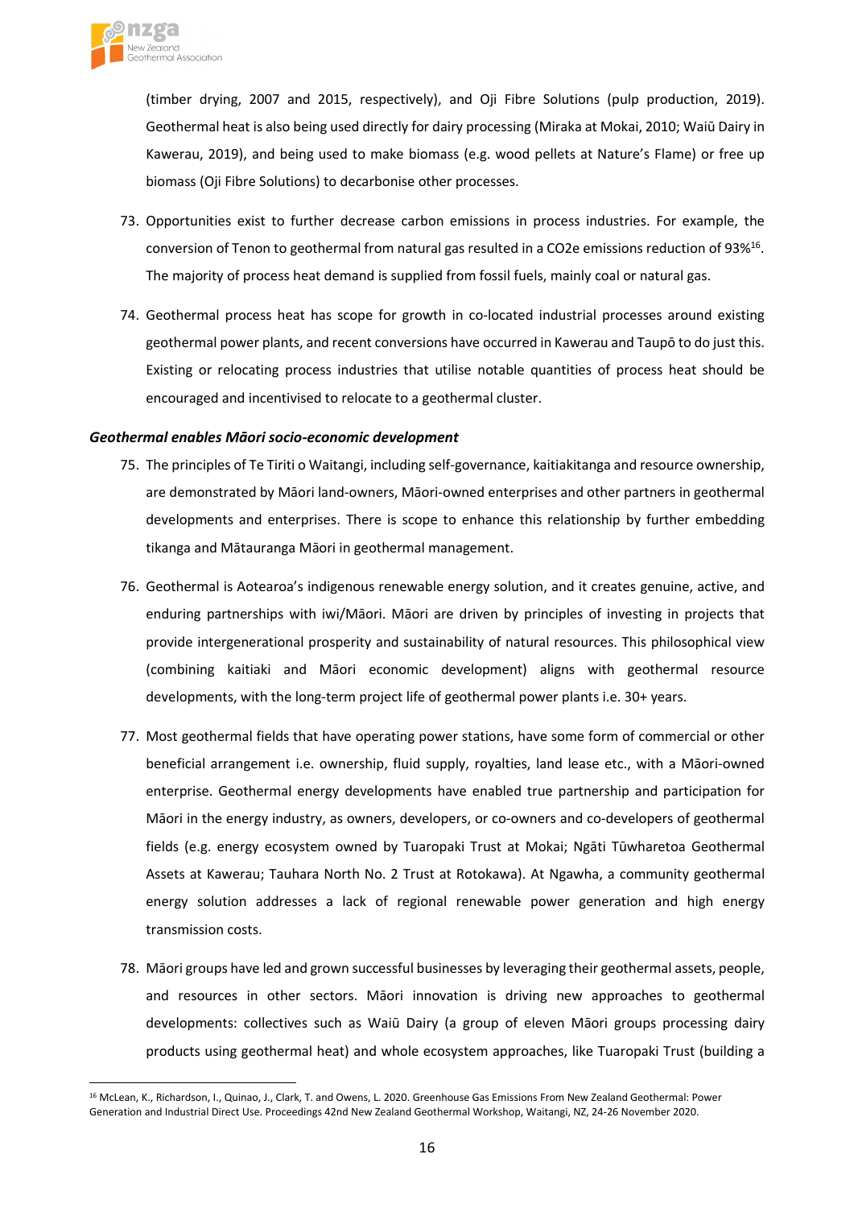(timber drying, 2007 and 2015, respectively), and Oji Fibre Solutions (pulp production, 2019). Geothermal heat is also being used directly for dairy processing (Miraka at Mokai, 2010; Waiū Dairy in Kawerau, 2019), and being used to make biomass (e.g. wood pellets at Nature's Flame) or free up biomass (Oji Fibre Solutions) to decarbonise other processes.

73. Opportunities exist to further decrease carbon emissions in process industries. For example, the conversion of Tenon to geothermal from natural gas resulted in a $CO_2e$ emissions reduction of 93%[16]. The majority of process heat demand is supplied from fossil fuels, mainly coal or natural gas.

74. Geothermal process heat has scope for growth in co-located industrial processes around existing geothermal power plants, and recent conversions have occurred in Kawerau and Taupō to do just this. Existing or relocating process industries that utilise notable quantities of process heat should be encouraged and incentivised to relocate to a geothermal cluster.

***Geothermal enables Māori socio-economic development***

75. The principles of Te Tiriti o Waitangi, including self-governance, kaitiakitanga and resource ownership, are demonstrated by Māori land-owners, Māori-owned enterprises and other partners in geothermal developments and enterprises. There is scope to enhance this relationship by further embedding tikanga and Mātauranga Māori in geothermal management.

76. Geothermal is Aotearoa's indigenous renewable energy solution, and it creates genuine, active, and enduring partnerships with iwi/Māori. Māori are driven by principles of investing in projects that provide intergenerational prosperity and sustainability of natural resources. This philosophical view (combining kaitiaki and Māori economic development) aligns with geothermal resource developments, with the long-term project life of geothermal power plants i.e. 30+ years.

77. Most geothermal fields that have operating power stations, have some form of commercial or other beneficial arrangement i.e. ownership, fluid supply, royalties, land lease etc., with a Māori-owned enterprise. Geothermal energy developments have enabled true partnership and participation for Māori in the energy industry, as owners, developers, or co-owners and co-developers of geothermal fields (e.g. energy ecosystem owned by Tuaropaki Trust at Mokai; Ngāti Tūwharetoa Geothermal Assets at Kawerau; Tauhara North No. 2 Trust at Rotokawa). At Ngawha, a community geothermal energy solution addresses a lack of regional renewable power generation and high energy transmission costs.

78. Māori groups have led and grown successful businesses by leveraging their geothermal assets, people, and resources in other sectors. Māori innovation is driving new approaches to geothermal developments: collectives such as Waiū Dairy (a group of eleven Māori groups processing dairy products using geothermal heat) and whole ecosystem approaches, like Tuaropaki Trust (building a

[16] McLean, K., Richardson, I., Quinao, J., Clark, T. and Owens, L. 2020. Greenhouse Gas Emissions From New Zealand Geothermal: Power Generation and Industrial Direct Use. Proceedings 42nd New Zealand Geothermal Workshop, Waitangi, NZ, 24-26 November 2020.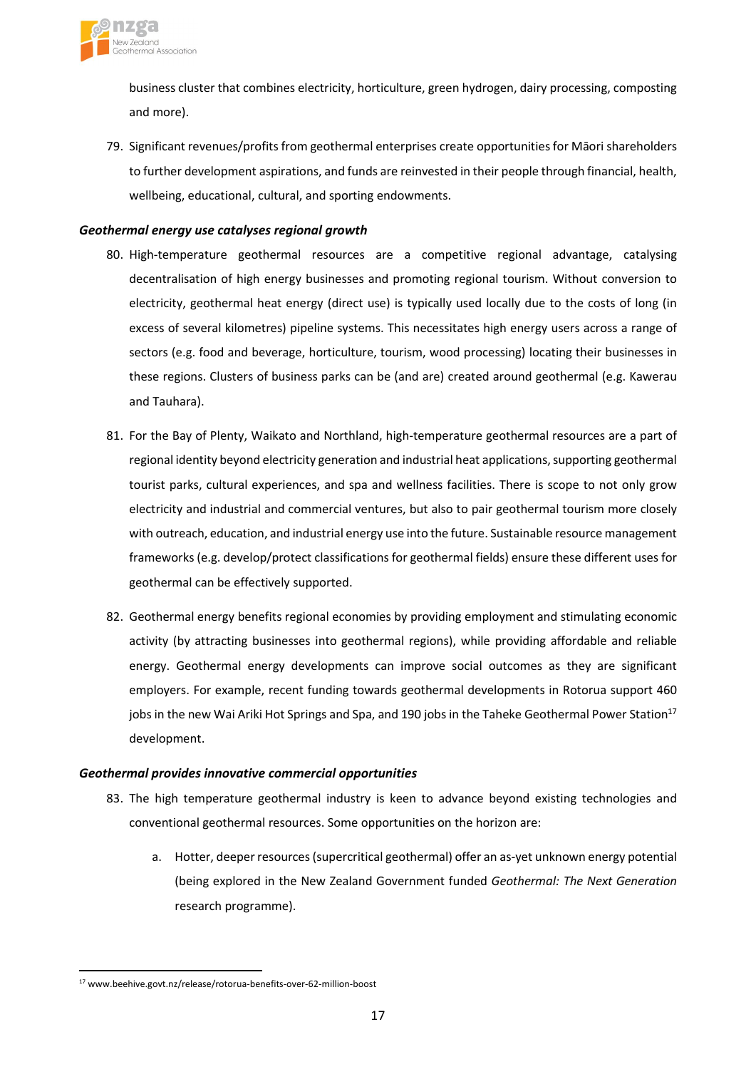business cluster that combines electricity, horticulture, green hydrogen, dairy processing, composting and more).

79. Significant revenues/profits from geothermal enterprises create opportunities for Māori shareholders to further development aspirations, and funds are reinvested in their people through financial, health, wellbeing, educational, cultural, and sporting endowments.

***Geothermal energy use catalyses regional growth***

80. High-temperature geothermal resources are a competitive regional advantage, catalysing decentralisation of high energy businesses and promoting regional tourism. Without conversion to electricity, geothermal heat energy (direct use) is typically used locally due to the costs of long (in excess of several kilometres) pipeline systems. This necessitates high energy users across a range of sectors (e.g. food and beverage, horticulture, tourism, wood processing) locating their businesses in these regions. Clusters of business parks can be (and are) created around geothermal (e.g. Kawerau and Tauhara).

81. For the Bay of Plenty, Waikato and Northland, high-temperature geothermal resources are a part of regional identity beyond electricity generation and industrial heat applications, supporting geothermal tourist parks, cultural experiences, and spa and wellness facilities. There is scope to not only grow electricity and industrial and commercial ventures, but also to pair geothermal tourism more closely with outreach, education, and industrial energy use into the future. Sustainable resource management frameworks (e.g. develop/protect classifications for geothermal fields) ensure these different uses for geothermal can be effectively supported.

82. Geothermal energy benefits regional economies by providing employment and stimulating economic activity (by attracting businesses into geothermal regions), while providing affordable and reliable energy. Geothermal energy developments can improve social outcomes as they are significant employers. For example, recent funding towards geothermal developments in Rotorua support 460 jobs in the new Wai Ariki Hot Springs and Spa, and 190 jobs in the Taheke Geothermal Power Station[17] development.

***Geothermal provides innovative commercial opportunities***

83. The high temperature geothermal industry is keen to advance beyond existing technologies and conventional geothermal resources. Some opportunities on the horizon are:

    a. Hotter, deeper resources (supercritical geothermal) offer an as-yet unknown energy potential (being explored in the New Zealand Government funded *Geothermal: The Next Generation* research programme).

---

[17] www.beehive.govt.nz/release/rotorua-benefits-over-62-million-boost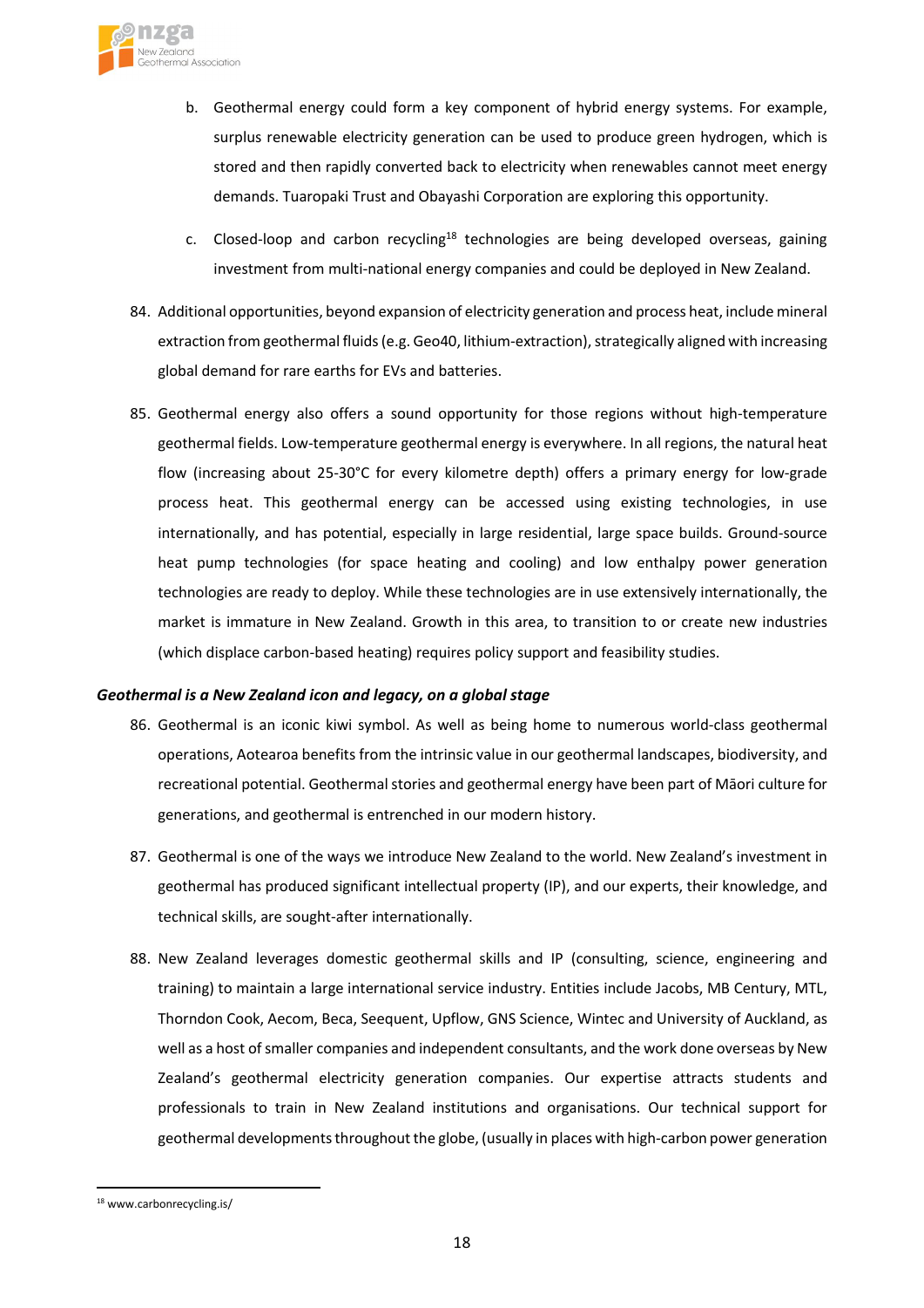b. Geothermal energy could form a key component of hybrid energy systems. For example, surplus renewable electricity generation can be used to produce green hydrogen, which is stored and then rapidly converted back to electricity when renewables cannot meet energy demands. Tuaropaki Trust and Obayashi Corporation are exploring this opportunity.

c. Closed-loop and carbon recycling[18] technologies are being developed overseas, gaining investment from multi-national energy companies and could be deployed in New Zealand.

84. Additional opportunities, beyond expansion of electricity generation and process heat, include mineral extraction from geothermal fluids (e.g. Geo40, lithium-extraction), strategically aligned with increasing global demand for rare earths for EVs and batteries.

85. Geothermal energy also offers a sound opportunity for those regions without high-temperature geothermal fields. Low-temperature geothermal energy is everywhere. In all regions, the natural heat flow (increasing about 25-30°C for every kilometre depth) offers a primary energy for low-grade process heat. This geothermal energy can be accessed using existing technologies, in use internationally, and has potential, especially in large residential, large space builds. Ground-source heat pump technologies (for space heating and cooling) and low enthalpy power generation technologies are ready to deploy. While these technologies are in use extensively internationally, the market is immature in New Zealand. Growth in this area, to transition to or create new industries (which displace carbon-based heating) requires policy support and feasibility studies.

***Geothermal is a New Zealand icon and legacy, on a global stage***

86. Geothermal is an iconic kiwi symbol. As well as being home to numerous world-class geothermal operations, Aotearoa benefits from the intrinsic value in our geothermal landscapes, biodiversity, and recreational potential. Geothermal stories and geothermal energy have been part of Māori culture for generations, and geothermal is entrenched in our modern history.

87. Geothermal is one of the ways we introduce New Zealand to the world. New Zealand's investment in geothermal has produced significant intellectual property (IP), and our experts, their knowledge, and technical skills, are sought-after internationally.

88. New Zealand leverages domestic geothermal skills and IP (consulting, science, engineering and training) to maintain a large international service industry. Entities include Jacobs, MB Century, MTL, Thorndon Cook, Aecom, Beca, Seequent, Upflow, GNS Science, Wintec and University of Auckland, as well as a host of smaller companies and independent consultants, and the work done overseas by New Zealand's geothermal electricity generation companies. Our expertise attracts students and professionals to train in New Zealand institutions and organisations. Our technical support for geothermal developments throughout the globe, (usually in places with high-carbon power generation

[18] www.carbonrecycling.is/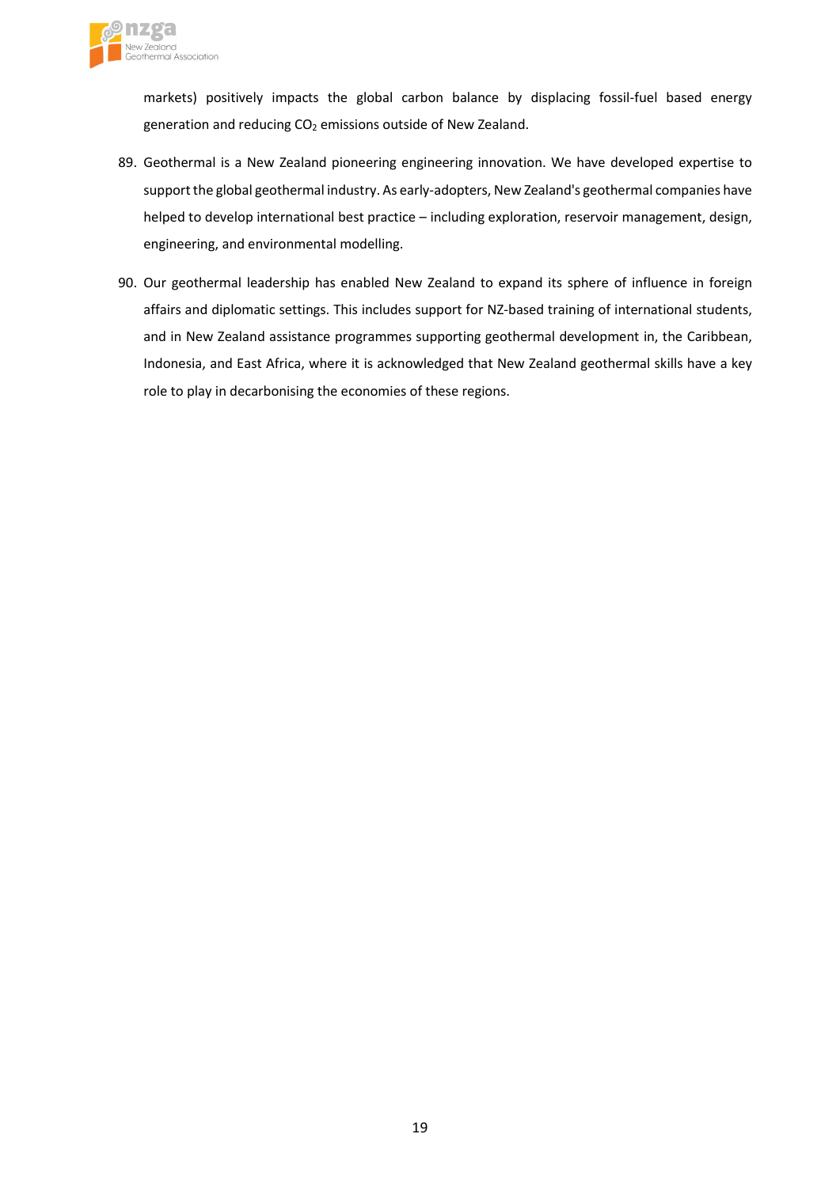markets) positively impacts the global carbon balance by displacing fossil-fuel based energy generation and reducing $CO_2$ emissions outside of New Zealand.

89. Geothermal is a New Zealand pioneering engineering innovation. We have developed expertise to support the global geothermal industry. As early-adopters, New Zealand's geothermal companies have helped to develop international best practice – including exploration, reservoir management, design, engineering, and environmental modelling.

90. Our geothermal leadership has enabled New Zealand to expand its sphere of influence in foreign affairs and diplomatic settings. This includes support for NZ-based training of international students, and in New Zealand assistance programmes supporting geothermal development in, the Caribbean, Indonesia, and East Africa, where it is acknowledged that New Zealand geothermal skills have a key role to play in decarbonising the economies of these regions.